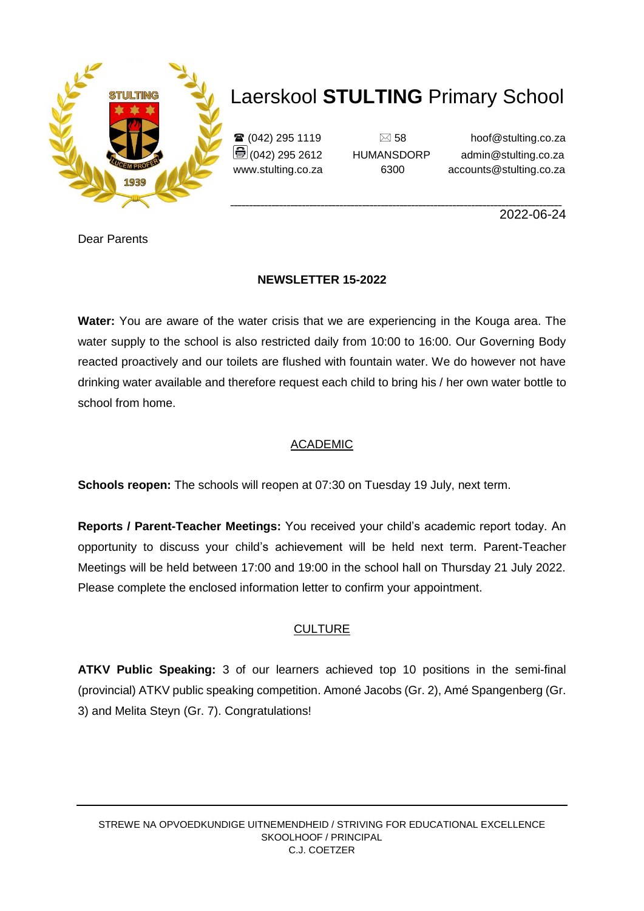# Laerskool **STULTING** Primary School

☎ (042) 295 1119
(042) 295 2612
www.stulting.co.za

✉ 58
HUMANSDORP
6300

hoof@stulting.co.za
admin@stulting.co.za
accounts@stulting.co.za

2022-06-24

Dear Parents

**NEWSLETTER 15-2022**

**Water:** You are aware of the water crisis that we are experiencing in the Kouga area. The water supply to the school is also restricted daily from 10:00 to 16:00. Our Governing Body reacted proactively and our toilets are flushed with fountain water. We do however not have drinking water available and therefore request each child to bring his / her own water bottle to school from home.

## ACADEMIC

**Schools reopen:** The schools will reopen at 07:30 on Tuesday 19 July, next term.

**Reports / Parent-Teacher Meetings:** You received your child's academic report today. An opportunity to discuss your child's achievement will be held next term. Parent-Teacher Meetings will be held between 17:00 and 19:00 in the school hall on Thursday 21 July 2022. Please complete the enclosed information letter to confirm your appointment.

## CULTURE

**ATKV Public Speaking:** 3 of our learners achieved top 10 positions in the semi-final (provincial) ATKV public speaking competition. Amoné Jacobs (Gr. 2), Amé Spangenberg (Gr. 3) and Melita Steyn (Gr. 7). Congratulations!

STREWE NA OPVOEDKUNDIGE UITNEMENDHEID / STRIVING FOR EDUCATIONAL EXCELLENCE
SKOOLHOOF / PRINCIPAL
C.J. COETZER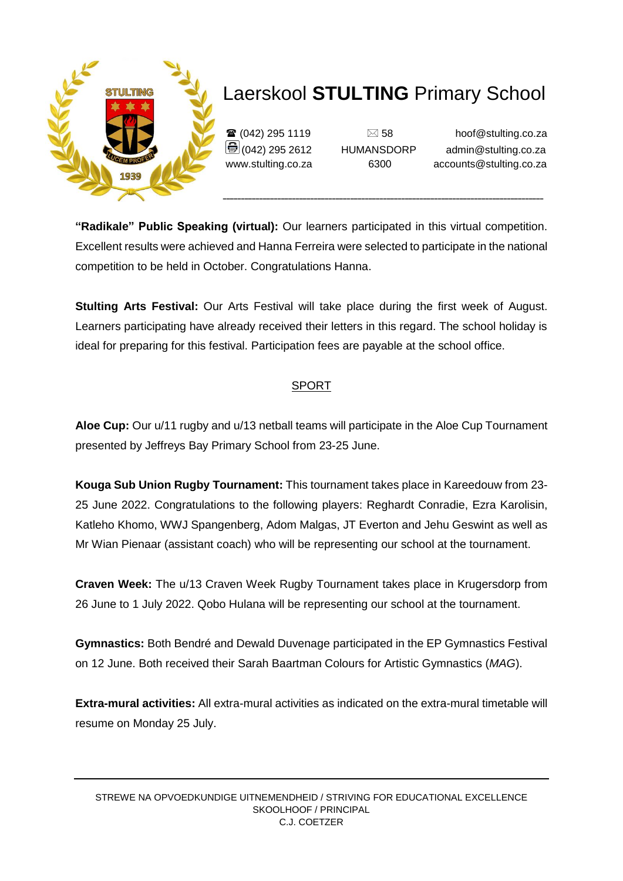# Laerskool **STULTING** Primary School

☎ (042) 295 1119
(042) 295 2612
www.stulting.co.za

✉ 58
HUMANSDORP
6300

hoof@stulting.co.za
admin@stulting.co.za
accounts@stulting.co.za

---

**"Radikale" Public Speaking (virtual):** Our learners participated in this virtual competition. Excellent results were achieved and Hanna Ferreira were selected to participate in the national competition to be held in October. Congratulations Hanna.

**Stulting Arts Festival:** Our Arts Festival will take place during the first week of August. Learners participating have already received their letters in this regard. The school holiday is ideal for preparing for this festival. Participation fees are payable at the school office.

## SPORT

**Aloe Cup:** Our u/11 rugby and u/13 netball teams will participate in the Aloe Cup Tournament presented by Jeffreys Bay Primary School from 23-25 June.

**Kouga Sub Union Rugby Tournament:** This tournament takes place in Kareedouw from 23-25 June 2022. Congratulations to the following players: Reghardt Conradie, Ezra Karolisin, Katleho Khomo, WWJ Spangenberg, Adom Malgas, JT Everton and Jehu Geswint as well as Mr Wian Pienaar (assistant coach) who will be representing our school at the tournament.

**Craven Week:** The u/13 Craven Week Rugby Tournament takes place in Krugersdorp from 26 June to 1 July 2022. Qobo Hulana will be representing our school at the tournament.

**Gymnastics:** Both Bendré and Dewald Duvenage participated in the EP Gymnastics Festival on 12 June. Both received their Sarah Baartman Colours for Artistic Gymnastics (*MAG*).

**Extra-mural activities:** All extra-mural activities as indicated on the extra-mural timetable will resume on Monday 25 July.

---

STREWE NA OPVOEDKUNDIGE UITNEMENDHEID / STRIVING FOR EDUCATIONAL EXCELLENCE
SKOOLHOOF / PRINCIPAL
C.J. COETZER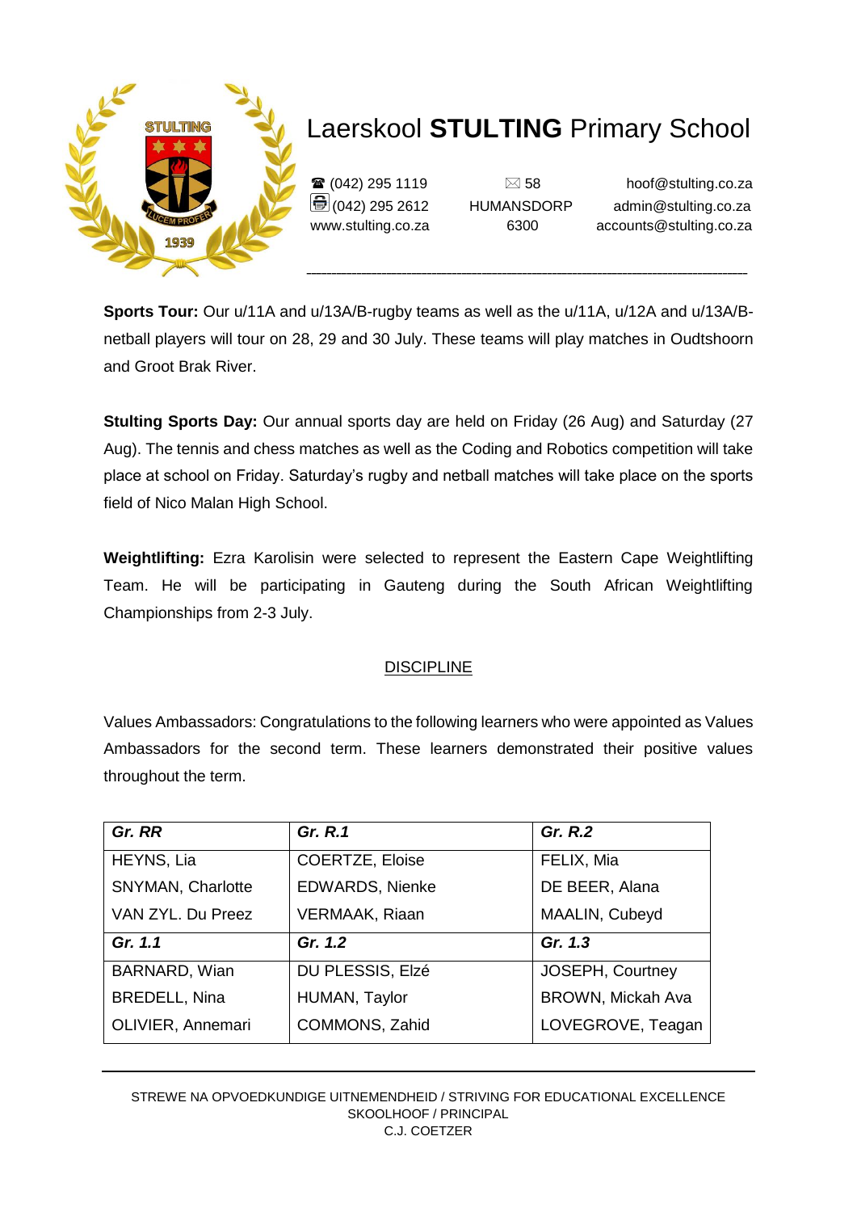# Laerskool **STULTING** Primary School

(042) 295 1119
(042) 295 2612
www.stulting.co.za

58
HUMANSDORP
6300

hoof@stulting.co.za
admin@stulting.co.za
accounts@stulting.co.za

**Sports Tour:** Our u/11A and u/13A/B-rugby teams as well as the u/11A, u/12A and u/13A/B-netball players will tour on 28, 29 and 30 July. These teams will play matches in Oudtshoorn and Groot Brak River.

**Stulting Sports Day:** Our annual sports day are held on Friday (26 Aug) and Saturday (27 Aug). The tennis and chess matches as well as the Coding and Robotics competition will take place at school on Friday. Saturday's rugby and netball matches will take place on the sports field of Nico Malan High School.

**Weightlifting:** Ezra Karolisin were selected to represent the Eastern Cape Weightlifting Team. He will be participating in Gauteng during the South African Weightlifting Championships from 2-3 July.

## DISCIPLINE

Values Ambassadors: Congratulations to the following learners who were appointed as Values Ambassadors for the second term. These learners demonstrated their positive values throughout the term.

| ***Gr. RR*** | ***Gr. R.1*** | ***Gr. R.2*** |
|---|---|---|
| HEYNS, Lia | COERTZE, Eloise | FELIX, Mia |
| SNYMAN, Charlotte | EDWARDS, Nienke | DE BEER, Alana |
| VAN ZYL. Du Preez | VERMAAK, Riaan | MAALIN, Cubeyd |
| ***Gr. 1.1*** | ***Gr. 1.2*** | ***Gr. 1.3*** |
| BARNARD, Wian | DU PLESSIS, Elzé | JOSEPH, Courtney |
| BREDELL, Nina | HUMAN, Taylor | BROWN, Mickah Ava |
| OLIVIER, Annemari | COMMONS, Zahid | LOVEGROVE, Teagan |

STREWE NA OPVOEDKUNDIGE UITNEMENDHEID / STRIVING FOR EDUCATIONAL EXCELLENCE
SKOOLHOOF / PRINCIPAL
C.J. COETZER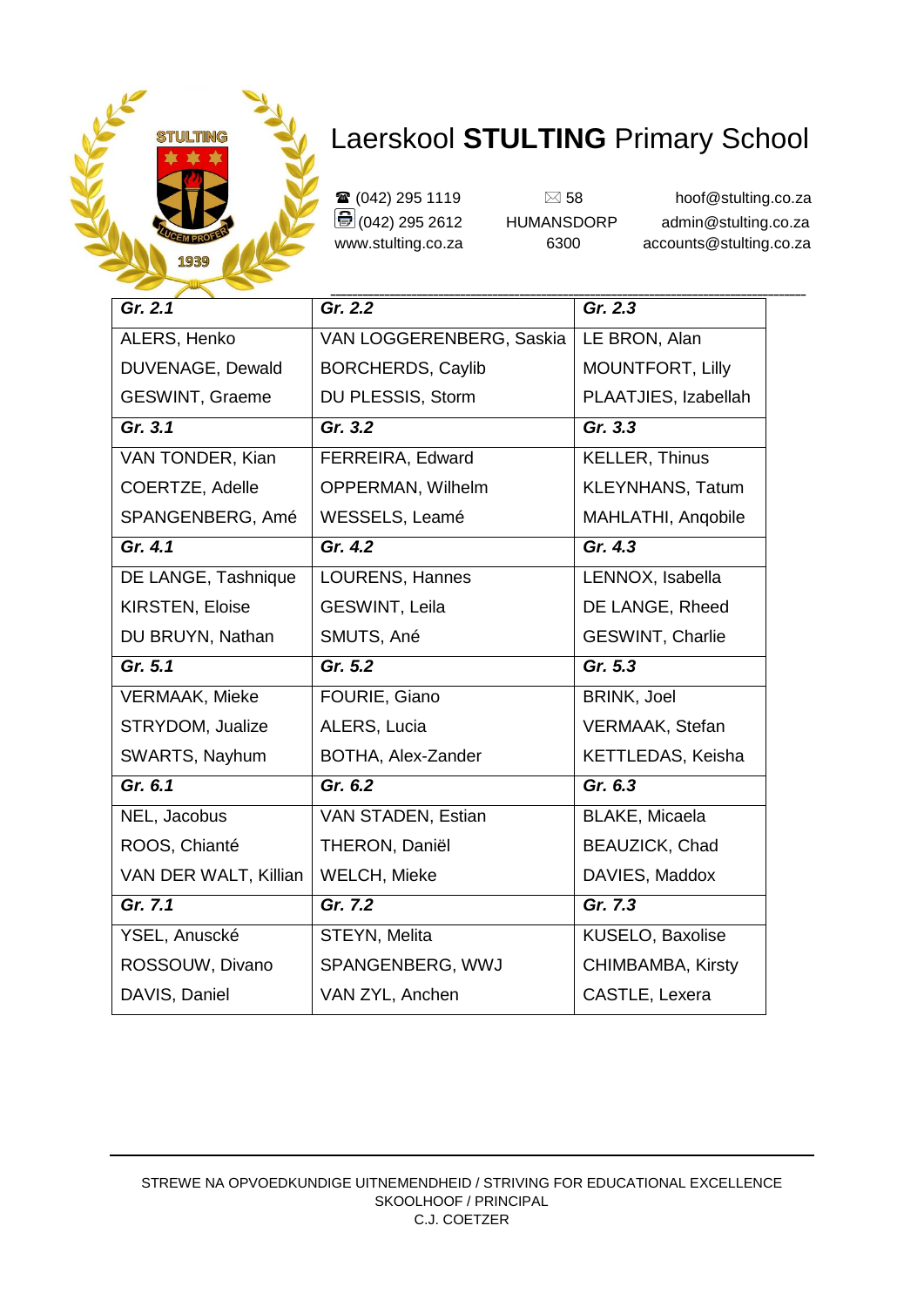# Laerskool **STULTING** Primary School

☎ (042) 295 1119
(042) 295 2612
www.stulting.co.za

✉ 58
HUMANSDORP
6300

hoof@stulting.co.za
admin@stulting.co.za
accounts@stulting.co.za

| ***Gr. 2.1*** | ***Gr. 2.2*** | ***Gr. 2.3*** |
|---|---|---|
| ALERS, Henko | VAN LOGGERENBERG, Saskia | LE BRON, Alan |
| DUVENAGE, Dewald | BORCHERDS, Caylib | MOUNTFORT, Lilly |
| GESWINT, Graeme | DU PLESSIS, Storm | PLAATJIES, Izabellah |
| ***Gr. 3.1*** | ***Gr. 3.2*** | ***Gr. 3.3*** |
| VAN TONDER, Kian | FERREIRA, Edward | KELLER, Thinus |
| COERTZE, Adelle | OPPERMAN, Wilhelm | KLEYNHANS, Tatum |
| SPANGENBERG, Amé | WESSELS, Leamé | MAHLATHI, Anqobile |
| ***Gr. 4.1*** | ***Gr. 4.2*** | ***Gr. 4.3*** |
| DE LANGE, Tashnique | LOURENS, Hannes | LENNOX, Isabella |
| KIRSTEN, Eloise | GESWINT, Leila | DE LANGE, Rheed |
| DU BRUYN, Nathan | SMUTS, Ané | GESWINT, Charlie |
| ***Gr. 5.1*** | ***Gr. 5.2*** | ***Gr. 5.3*** |
| VERMAAK, Mieke | FOURIE, Giano | BRINK, Joel |
| STRYDOM, Jualize | ALERS, Lucia | VERMAAK, Stefan |
| SWARTS, Nayhum | BOTHA, Alex-Zander | KETTLEDAS, Keisha |
| ***Gr. 6.1*** | ***Gr. 6.2*** | ***Gr. 6.3*** |
| NEL, Jacobus | VAN STADEN, Estian | BLAKE, Micaela |
| ROOS, Chianté | THERON, Daniël | BEAUZICK, Chad |
| VAN DER WALT, Killian | WELCH, Mieke | DAVIES, Maddox |
| ***Gr. 7.1*** | ***Gr. 7.2*** | ***Gr. 7.3*** |
| YSEL, Anuscké | STEYN, Melita | KUSELO, Baxolise |
| ROSSOUW, Divano | SPANGENBERG, WWJ | CHIMBAMBA, Kirsty |
| DAVIS, Daniel | VAN ZYL, Anchen | CASTLE, Lexera |

STREWE NA OPVOEDKUNDIGE UITNEMENDHEID / STRIVING FOR EDUCATIONAL EXCELLENCE
SKOOLHOOF / PRINCIPAL
C.J. COETZER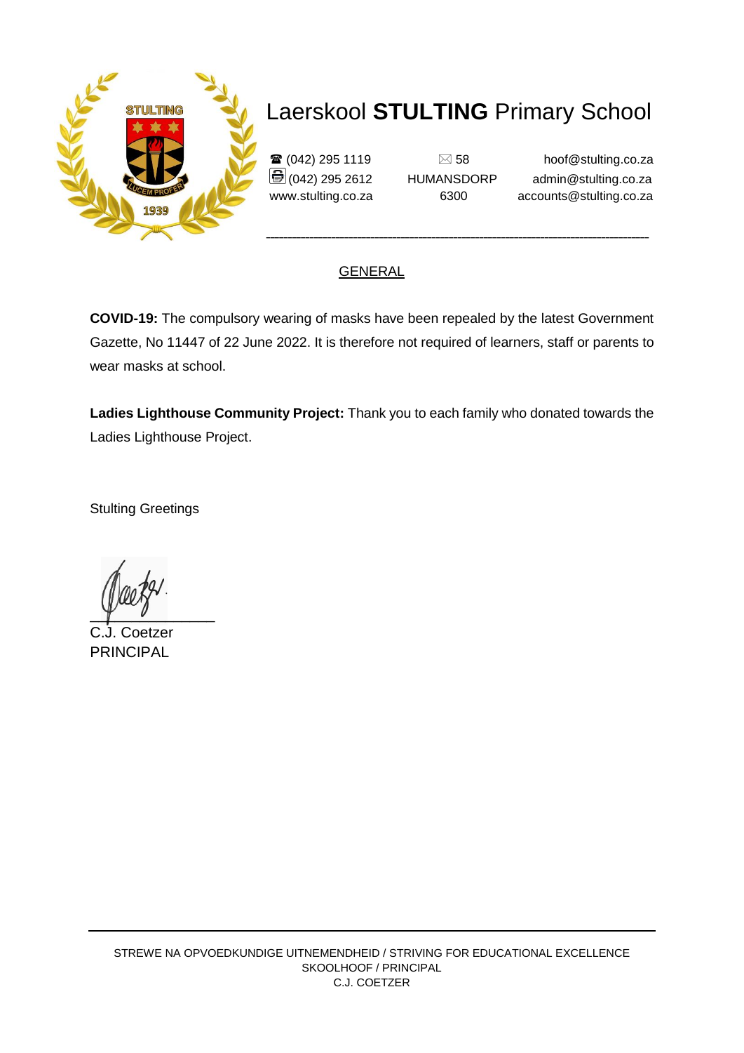# Laerskool **STULTING** Primary School

(042) 295 1119
(042) 295 2612
www.stulting.co.za

58
HUMANSDORP
6300

hoof@stulting.co.za
admin@stulting.co.za
accounts@stulting.co.za

## GENERAL

**COVID-19:** The compulsory wearing of masks have been repealed by the latest Government Gazette, No 11447 of 22 June 2022. It is therefore not required of learners, staff or parents to wear masks at school.

**Ladies Lighthouse Community Project:** Thank you to each family who donated towards the Ladies Lighthouse Project.

Stulting Greetings

C.J. Coetzer
PRINCIPAL

STREWE NA OPVOEDKUNDIGE UITNEMENDHEID / STRIVING FOR EDUCATIONAL EXCELLENCE
SKOOLHOOF / PRINCIPAL
C.J. COETZER